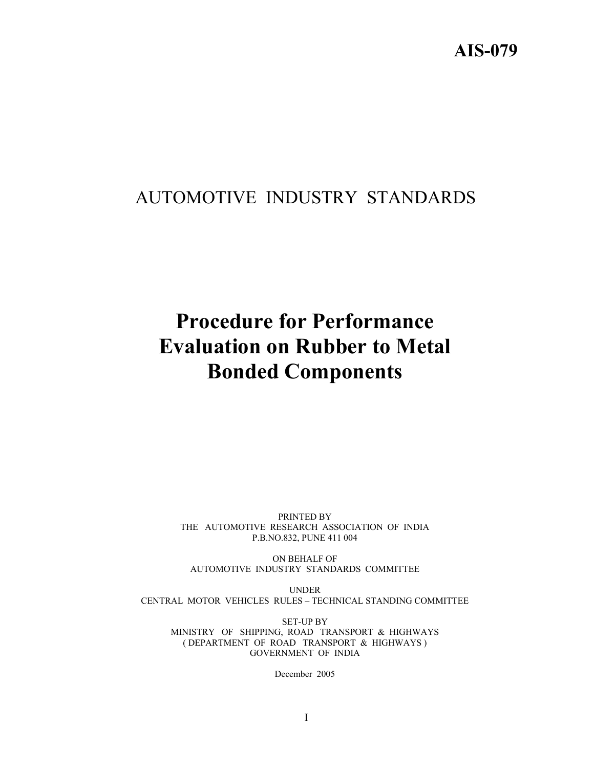**AIS-079**

AUTOMOTIVE INDUSTRY STANDARDS

# Procedure for Performance Evaluation on Rubber to Metal Bonded Components

PRINTED BY
THE AUTOMOTIVE RESEARCH ASSOCIATION OF INDIA
P.B.NO.832, PUNE 411 004

ON BEHALF OF
AUTOMOTIVE INDUSTRY STANDARDS COMMITTEE

UNDER
CENTRAL MOTOR VEHICLES RULES – TECHNICAL STANDING COMMITTEE

SET-UP BY
MINISTRY OF SHIPPING, ROAD TRANSPORT & HIGHWAYS
( DEPARTMENT OF ROAD TRANSPORT & HIGHWAYS )
GOVERNMENT OF INDIA

December 2005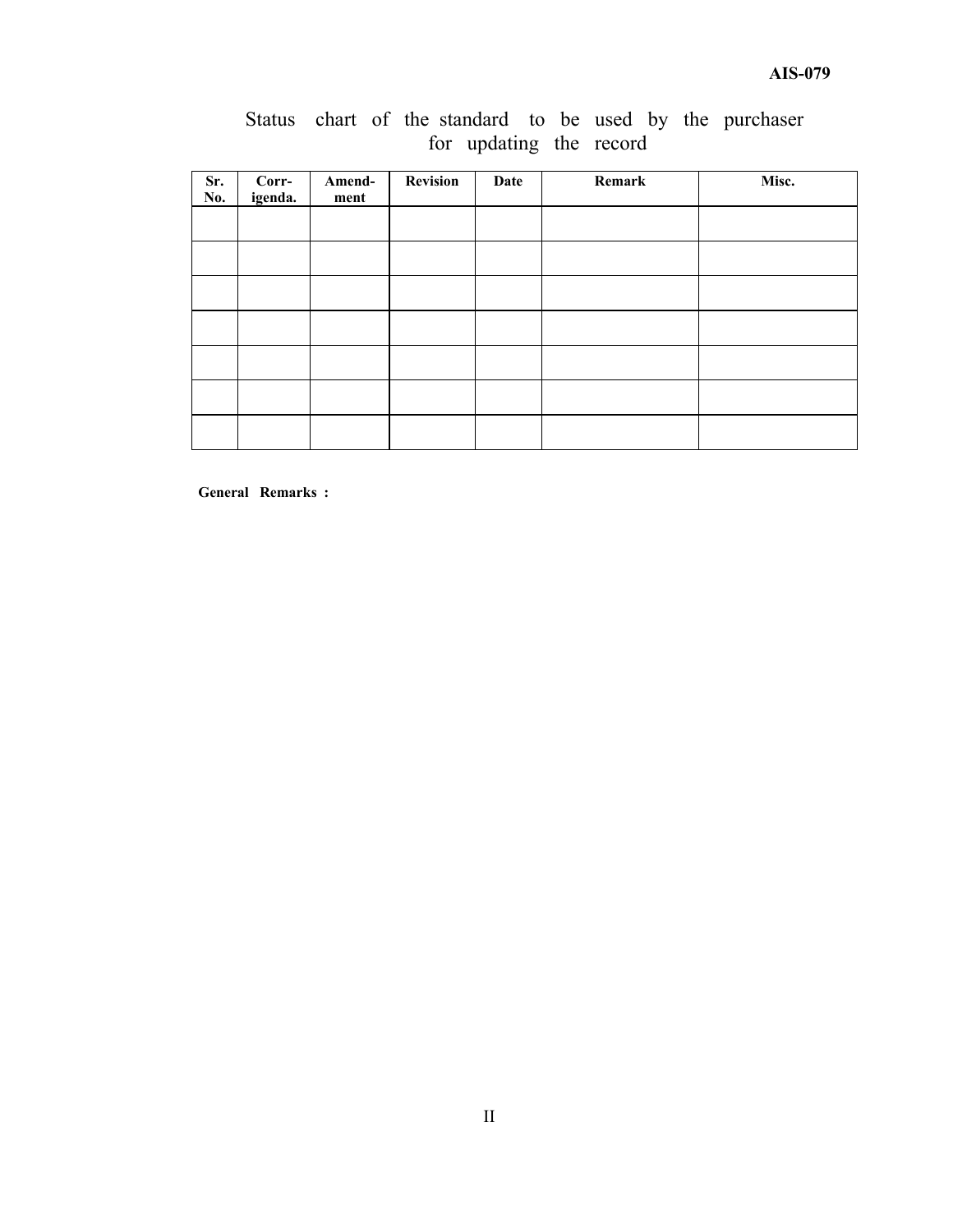Status chart of the standard to be used by the purchaser for updating the record

| Sr. No. | Corr-igenda. | Amend-ment | Revision | Date | Remark | Misc. |
|---|---|---|---|---|---|---|
| | | | | | | |
| | | | | | | |
| | | | | | | |
| | | | | | | |
| | | | | | | |
| | | | | | | |
| | | | | | | |

**General Remarks :**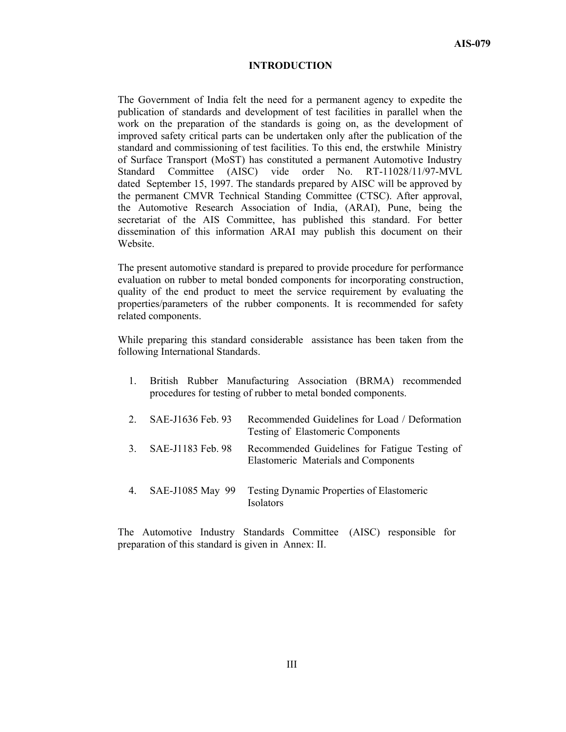## INTRODUCTION

The Government of India felt the need for a permanent agency to expedite the publication of standards and development of test facilities in parallel when the work on the preparation of the standards is going on, as the development of improved safety critical parts can be undertaken only after the publication of the standard and commissioning of test facilities. To this end, the erstwhile Ministry of Surface Transport (MoST) has constituted a permanent Automotive Industry Standard Committee (AISC) vide order No. RT-11028/11/97-MVL dated September 15, 1997. The standards prepared by AISC will be approved by the permanent CMVR Technical Standing Committee (CTSC). After approval, the Automotive Research Association of India, (ARAI), Pune, being the secretariat of the AIS Committee, has published this standard. For better dissemination of this information ARAI may publish this document on their Website.

The present automotive standard is prepared to provide procedure for performance evaluation on rubber to metal bonded components for incorporating construction, quality of the end product to meet the service requirement by evaluating the properties/parameters of the rubber components. It is recommended for safety related components.

While preparing this standard considerable assistance has been taken from the following International Standards.

1. British Rubber Manufacturing Association (BRMA) recommended procedures for testing of rubber to metal bonded components.
2. SAE-J1636 Feb. 93 — Recommended Guidelines for Load / Deformation Testing of Elastomeric Components
3. SAE-J1183 Feb. 98 — Recommended Guidelines for Fatigue Testing of Elastomeric Materials and Components
4. SAE-J1085 May 99 — Testing Dynamic Properties of Elastomeric Isolators

The Automotive Industry Standards Committee (AISC) responsible for preparation of this standard is given in Annex: II.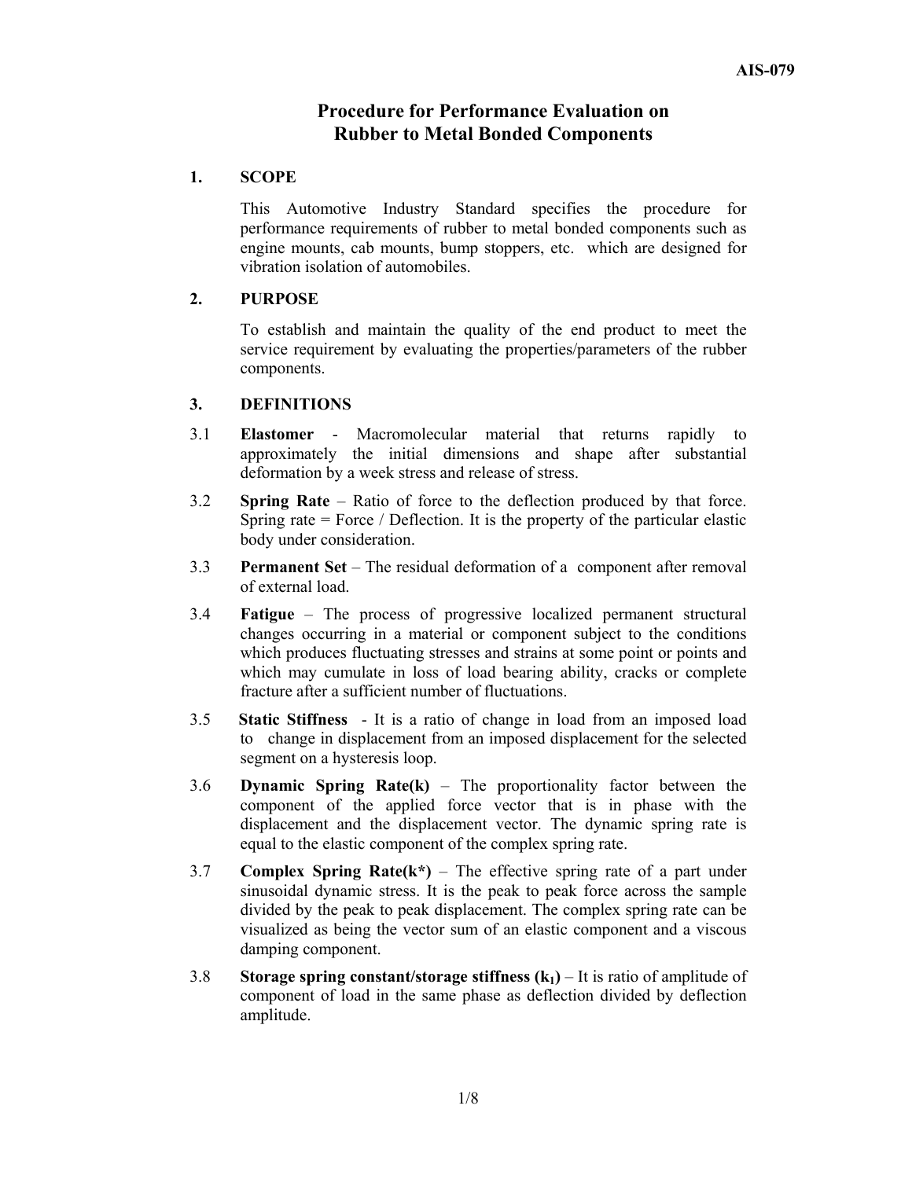# Procedure for Performance Evaluation on Rubber to Metal Bonded Components

## 1. SCOPE

This Automotive Industry Standard specifies the procedure for performance requirements of rubber to metal bonded components such as engine mounts, cab mounts, bump stoppers, etc. which are designed for vibration isolation of automobiles.

## 2. PURPOSE

To establish and maintain the quality of the end product to meet the service requirement by evaluating the properties/parameters of the rubber components.

## 3. DEFINITIONS

3.1 **Elastomer** - Macromolecular material that returns rapidly to approximately the initial dimensions and shape after substantial deformation by a week stress and release of stress.

3.2 **Spring Rate** – Ratio of force to the deflection produced by that force. Spring rate = Force / Deflection. It is the property of the particular elastic body under consideration.

3.3 **Permanent Set** – The residual deformation of a component after removal of external load.

3.4 **Fatigue** – The process of progressive localized permanent structural changes occurring in a material or component subject to the conditions which produces fluctuating stresses and strains at some point or points and which may cumulate in loss of load bearing ability, cracks or complete fracture after a sufficient number of fluctuations.

3.5 **Static Stiffness** - It is a ratio of change in load from an imposed load to change in displacement from an imposed displacement for the selected segment on a hysteresis loop.

3.6 **Dynamic Spring Rate(k)** – The proportionality factor between the component of the applied force vector that is in phase with the displacement and the displacement vector. The dynamic spring rate is equal to the elastic component of the complex spring rate.

3.7 **Complex Spring Rate(k\*)** – The effective spring rate of a part under sinusoidal dynamic stress. It is the peak to peak force across the sample divided by the peak to peak displacement. The complex spring rate can be visualized as being the vector sum of an elastic component and a viscous damping component.

3.8 **Storage spring constant/storage stiffness ($k_1$)** – It is ratio of amplitude of component of load in the same phase as deflection divided by deflection amplitude.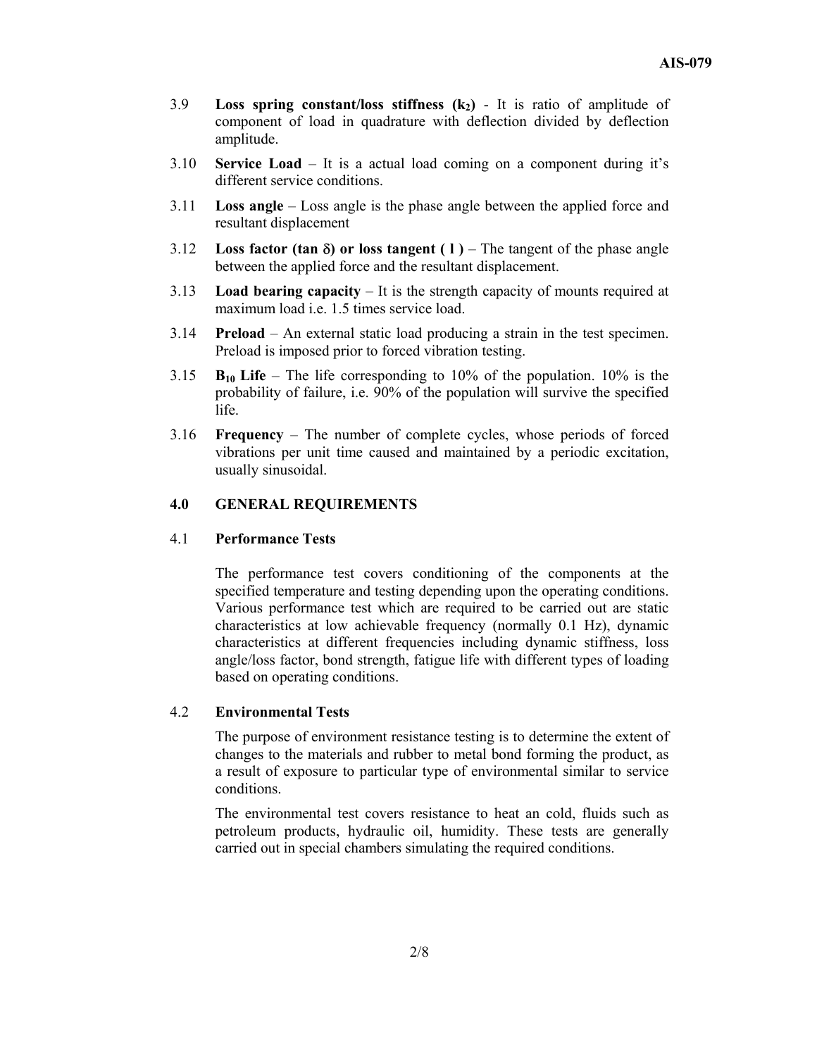3.9 **Loss spring constant/loss stiffness ($k_2$)** - It is ratio of amplitude of component of load in quadrature with deflection divided by deflection amplitude.

3.10 **Service Load** – It is a actual load coming on a component during it's different service conditions.

3.11 **Loss angle** – Loss angle is the phase angle between the applied force and resultant displacement

3.12 **Loss factor (tan $\delta$) or loss tangent ( l )** – The tangent of the phase angle between the applied force and the resultant displacement.

3.13 **Load bearing capacity** – It is the strength capacity of mounts required at maximum load i.e. 1.5 times service load.

3.14 **Preload** – An external static load producing a strain in the test specimen. Preload is imposed prior to forced vibration testing.

3.15 **$B_{10}$ Life** – The life corresponding to 10% of the population. 10% is the probability of failure, i.e. 90% of the population will survive the specified life.

3.16 **Frequency** – The number of complete cycles, whose periods of forced vibrations per unit time caused and maintained by a periodic excitation, usually sinusoidal.

## 4.0 GENERAL REQUIREMENTS

### 4.1 Performance Tests

The performance test covers conditioning of the components at the specified temperature and testing depending upon the operating conditions. Various performance test which are required to be carried out are static characteristics at low achievable frequency (normally 0.1 Hz), dynamic characteristics at different frequencies including dynamic stiffness, loss angle/loss factor, bond strength, fatigue life with different types of loading based on operating conditions.

### 4.2 Environmental Tests

The purpose of environment resistance testing is to determine the extent of changes to the materials and rubber to metal bond forming the product, as a result of exposure to particular type of environmental similar to service conditions.

The environmental test covers resistance to heat an cold, fluids such as petroleum products, hydraulic oil, humidity. These tests are generally carried out in special chambers simulating the required conditions.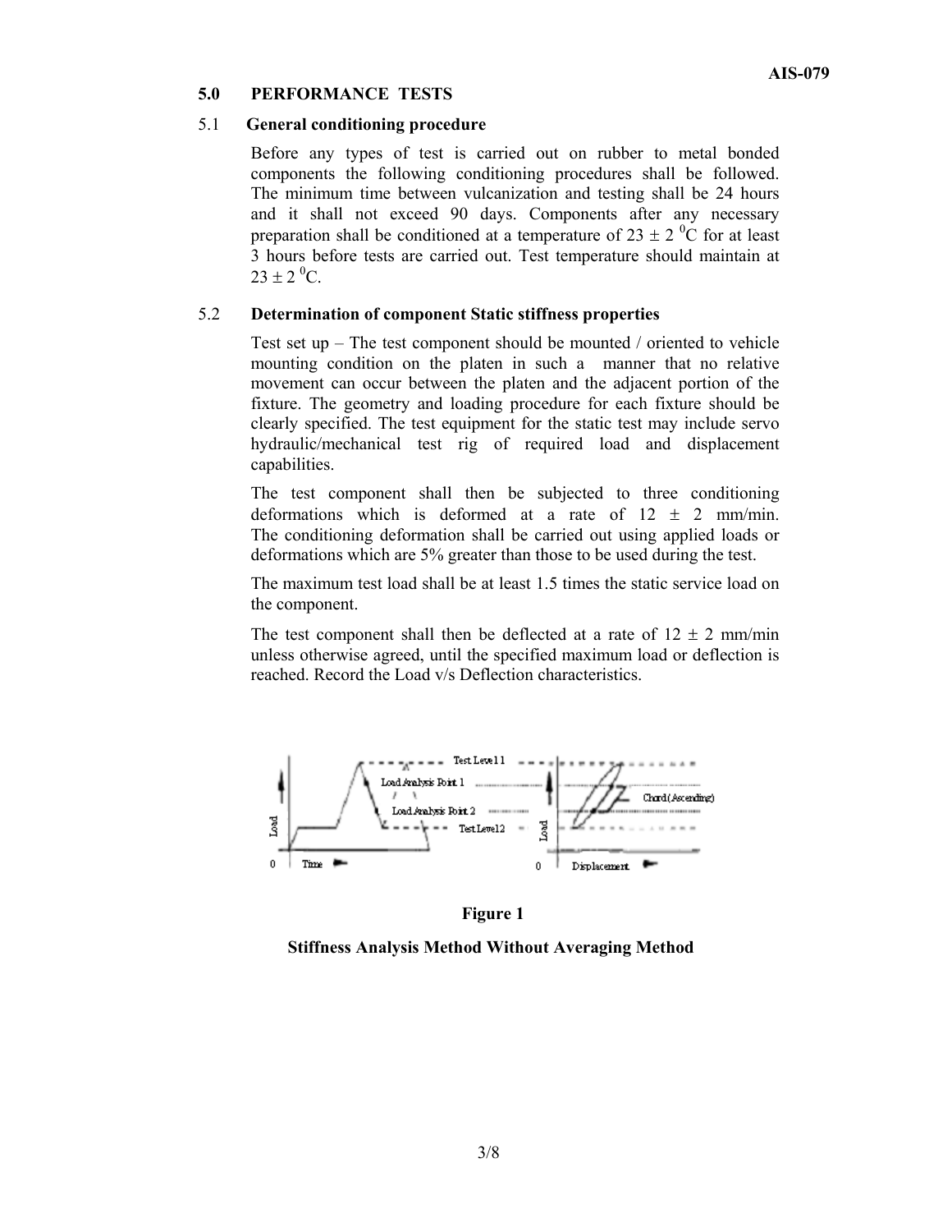## 5.0 PERFORMANCE TESTS

### 5.1 General conditioning procedure

Before any types of test is carried out on rubber to metal bonded components the following conditioning procedures shall be followed. The minimum time between vulcanization and testing shall be 24 hours and it shall not exceed 90 days. Components after any necessary preparation shall be conditioned at a temperature of $23 \pm 2\ ^0C$ for at least 3 hours before tests are carried out. Test temperature should maintain at $23 \pm 2\ ^0C$.

### 5.2 Determination of component Static stiffness properties

Test set up – The test component should be mounted / oriented to vehicle mounting condition on the platen in such a manner that no relative movement can occur between the platen and the adjacent portion of the fixture. The geometry and loading procedure for each fixture should be clearly specified. The test equipment for the static test may include servo hydraulic/mechanical test rig of required load and displacement capabilities.

The test component shall then be subjected to three conditioning deformations which is deformed at a rate of $12 \pm 2$ mm/min. The conditioning deformation shall be carried out using applied loads or deformations which are 5% greater than those to be used during the test.

The maximum test load shall be at least 1.5 times the static service load on the component.

The test component shall then be deflected at a rate of $12 \pm 2$ mm/min unless otherwise agreed, until the specified maximum load or deflection is reached. Record the Load v/s Deflection characteristics.

**Figure 1**

**Stiffness Analysis Method Without Averaging Method**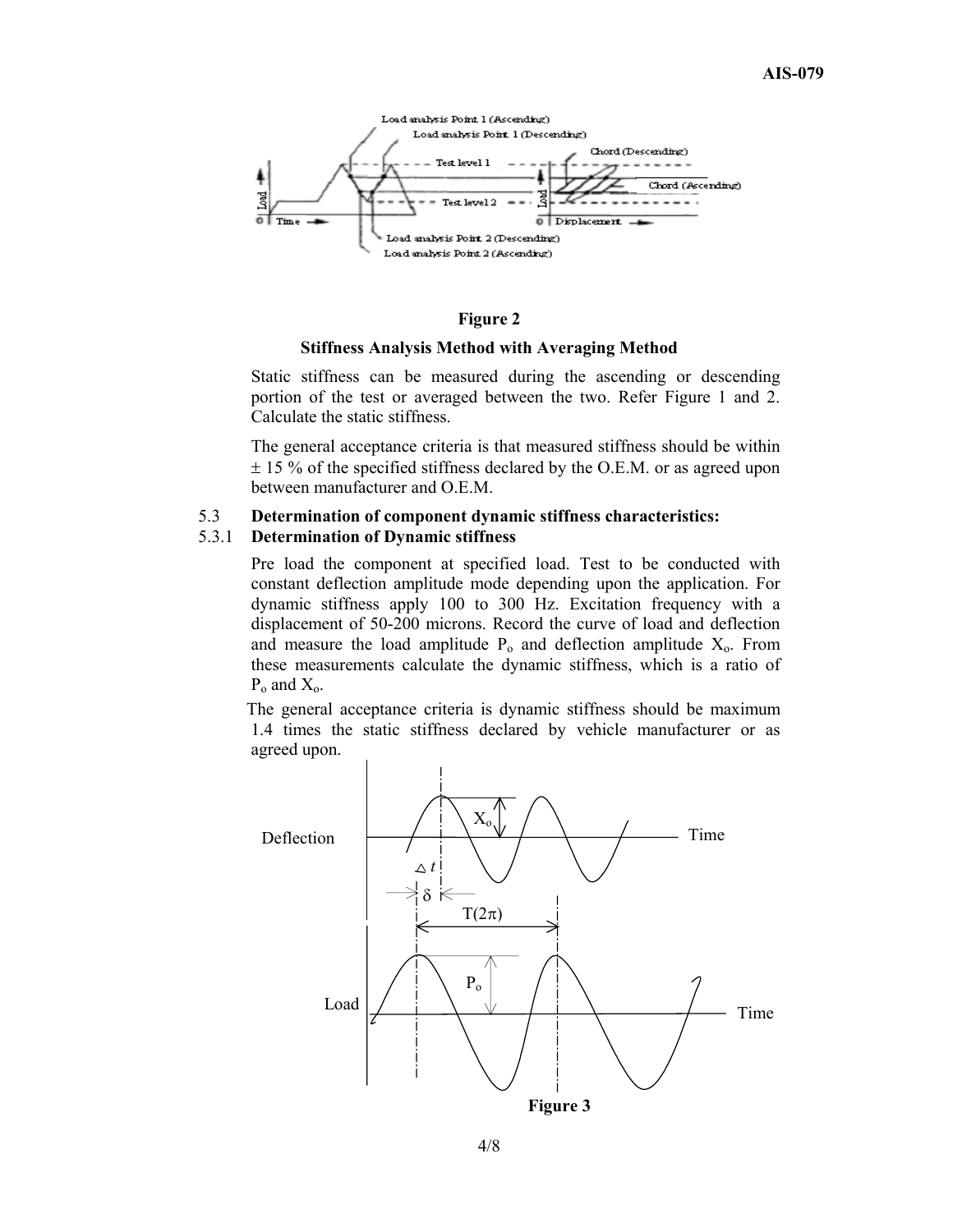**Figure 2**

**Stiffness Analysis Method with Averaging Method**

Static stiffness can be measured during the ascending or descending portion of the test or averaged between the two. Refer Figure 1 and 2. Calculate the static stiffness.

The general acceptance criteria is that measured stiffness should be within ± 15 % of the specified stiffness declared by the O.E.M. or as agreed upon between manufacturer and O.E.M.

5.3 **Determination of component dynamic stiffness characteristics:**

5.3.1 **Determination of Dynamic stiffness**

Pre load the component at specified load. Test to be conducted with constant deflection amplitude mode depending upon the application. For dynamic stiffness apply 100 to 300 Hz. Excitation frequency with a displacement of 50-200 microns. Record the curve of load and deflection and measure the load amplitude $P_o$ and deflection amplitude $X_o$. From these measurements calculate the dynamic stiffness, which is a ratio of $P_o$ and $X_o$.

The general acceptance criteria is dynamic stiffness should be maximum 1.4 times the static stiffness declared by vehicle manufacturer or as agreed upon.

**Figure 3**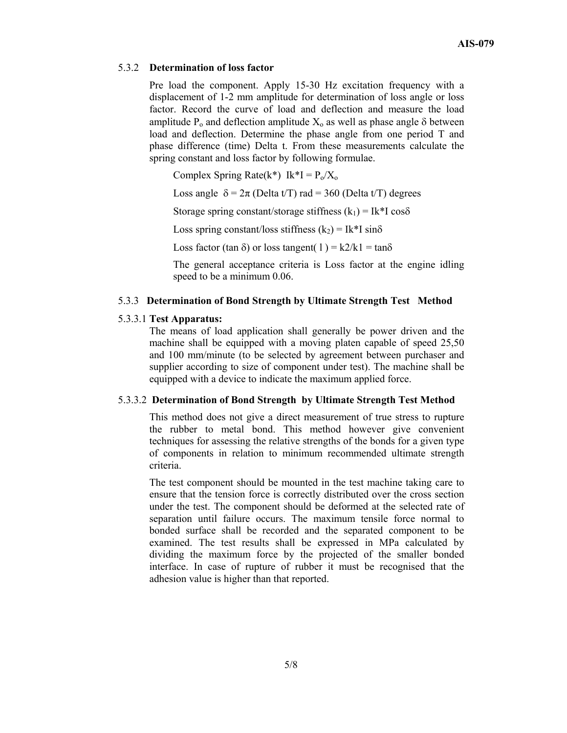### 5.3.2 **Determination of loss factor**

Pre load the component. Apply 15-30 Hz excitation frequency with a displacement of 1-2 mm amplitude for determination of loss angle or loss factor. Record the curve of load and deflection and measure the load amplitude $P_o$ and deflection amplitude $X_o$ as well as phase angle $\delta$ between load and deflection. Determine the phase angle from one period T and phase difference (time) Delta t. From these measurements calculate the spring constant and loss factor by following formulae.

Complex Spring Rate(k*) $Ik^*I = P_o/X_o$

Loss angle $\delta = 2\pi$ (Delta t/T) rad = 360 (Delta t/T) degrees

Storage spring constant/storage stiffness ($k_1$) = $Ik^*I \cos\delta$

Loss spring constant/loss stiffness ($k_2$) = $Ik^*I \sin\delta$

Loss factor ($\tan \delta$) or loss tangent( l ) = k2/k1 = $\tan\delta$

The general acceptance criteria is Loss factor at the engine idling speed to be a minimum 0.06.

### 5.3.3 **Determination of Bond Strength by Ultimate Strength Test Method**

#### 5.3.3.1 **Test Apparatus:**

The means of load application shall generally be power driven and the machine shall be equipped with a moving platen capable of speed 25,50 and 100 mm/minute (to be selected by agreement between purchaser and supplier according to size of component under test). The machine shall be equipped with a device to indicate the maximum applied force.

#### 5.3.3.2 **Determination of Bond Strength by Ultimate Strength Test Method**

This method does not give a direct measurement of true stress to rupture the rubber to metal bond. This method however give convenient techniques for assessing the relative strengths of the bonds for a given type of components in relation to minimum recommended ultimate strength criteria.

The test component should be mounted in the test machine taking care to ensure that the tension force is correctly distributed over the cross section under the test. The component should be deformed at the selected rate of separation until failure occurs. The maximum tensile force normal to bonded surface shall be recorded and the separated component to be examined. The test results shall be expressed in MPa calculated by dividing the maximum force by the projected of the smaller bonded interface. In case of rupture of rubber it must be recognised that the adhesion value is higher than that reported.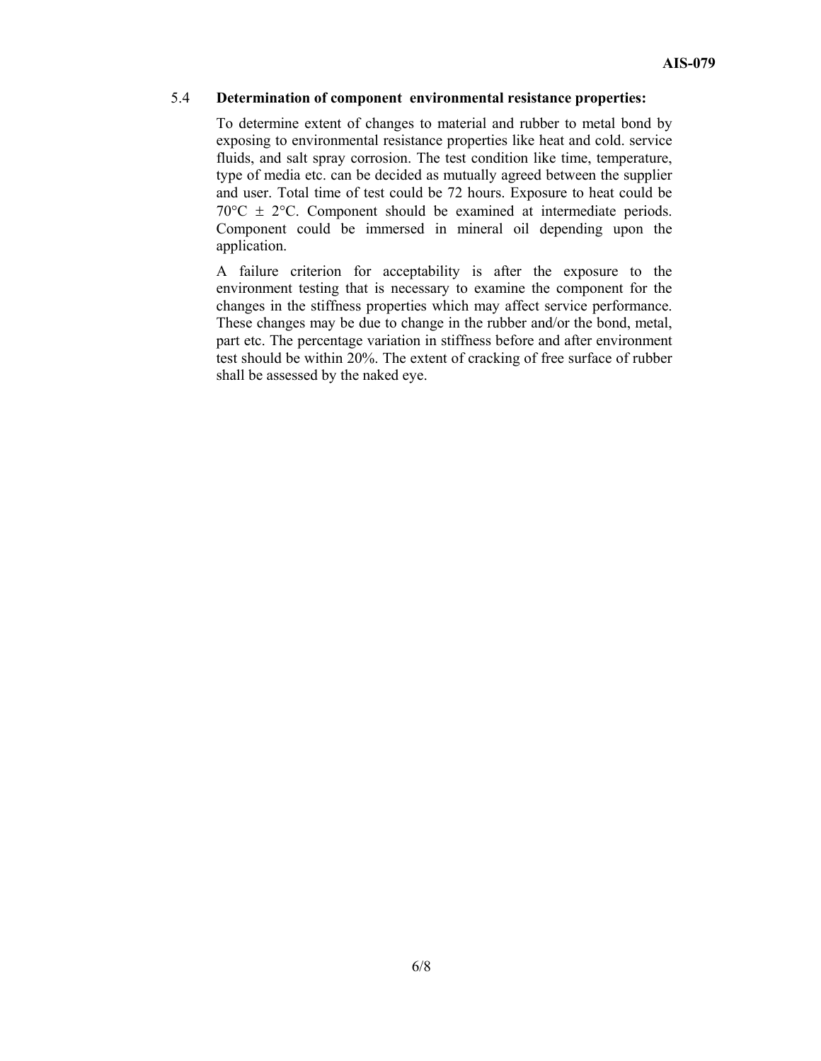### 5.4 **Determination of component environmental resistance properties:**

To determine extent of changes to material and rubber to metal bond by exposing to environmental resistance properties like heat and cold. service fluids, and salt spray corrosion. The test condition like time, temperature, type of media etc. can be decided as mutually agreed between the supplier and user. Total time of test could be 72 hours. Exposure to heat could be 70°C ± 2°C. Component should be examined at intermediate periods. Component could be immersed in mineral oil depending upon the application.

A failure criterion for acceptability is after the exposure to the environment testing that is necessary to examine the component for the changes in the stiffness properties which may affect service performance. These changes may be due to change in the rubber and/or the bond, metal, part etc. The percentage variation in stiffness before and after environment test should be within 20%. The extent of cracking of free surface of rubber shall be assessed by the naked eye.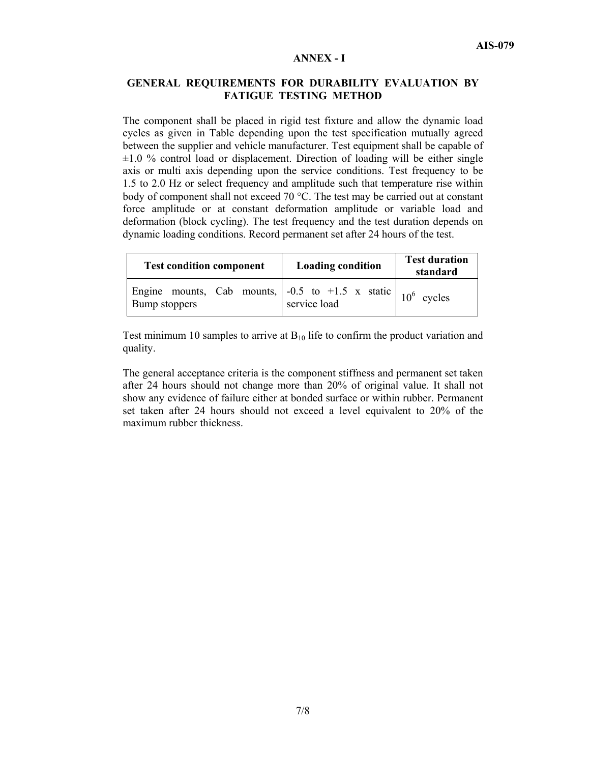## ANNEX - I

### GENERAL REQUIREMENTS FOR DURABILITY EVALUATION BY FATIGUE TESTING METHOD

The component shall be placed in rigid test fixture and allow the dynamic load cycles as given in Table depending upon the test specification mutually agreed between the supplier and vehicle manufacturer. Test equipment shall be capable of ±1.0 % control load or displacement. Direction of loading will be either single axis or multi axis depending upon the service conditions. Test frequency to be 1.5 to 2.0 Hz or select frequency and amplitude such that temperature rise within body of component shall not exceed 70 °C. The test may be carried out at constant force amplitude or at constant deformation amplitude or variable load and deformation (block cycling). The test frequency and the test duration depends on dynamic loading conditions. Record permanent set after 24 hours of the test.

| Test condition component | Loading condition | Test duration standard |
|---|---|---|
| Engine mounts, Cab mounts, Bump stoppers | -0.5 to +1.5 x static service load | $10^6$ cycles |

Test minimum 10 samples to arrive at $B_{10}$ life to confirm the product variation and quality.

The general acceptance criteria is the component stiffness and permanent set taken after 24 hours should not change more than 20% of original value. It shall not show any evidence of failure either at bonded surface or within rubber. Permanent set taken after 24 hours should not exceed a level equivalent to 20% of the maximum rubber thickness.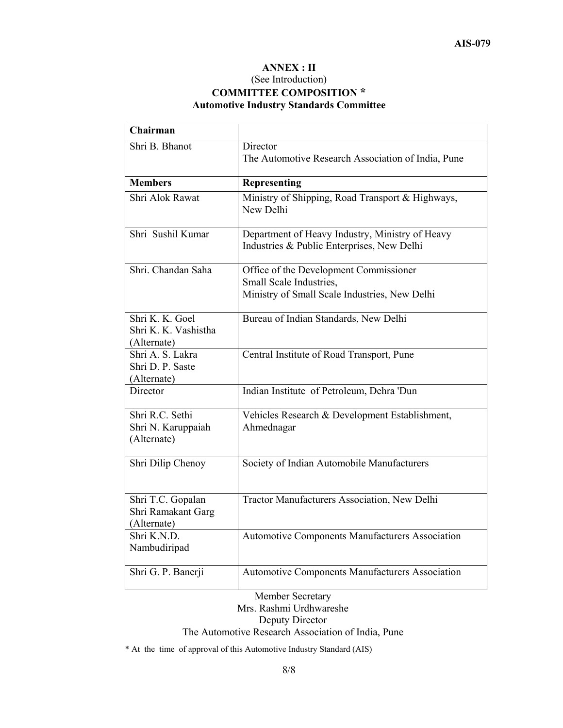**ANNEX : II**

(See Introduction)

**COMMITTEE COMPOSITION \***

**Automotive Industry Standards Committee**

| **Chairman** | |
|---|---|
| Shri B. Bhanot | Director<br>The Automotive Research Association of India, Pune |
| **Members** | **Representing** |
| Shri Alok Rawat | Ministry of Shipping, Road Transport & Highways, New Delhi |
| Shri Sushil Kumar | Department of Heavy Industry, Ministry of Heavy Industries & Public Enterprises, New Delhi |
| Shri. Chandan Saha | Office of the Development Commissioner<br>Small Scale Industries,<br>Ministry of Small Scale Industries, New Delhi |
| Shri K. K. Goel<br>Shri K. K. Vashistha (Alternate) | Bureau of Indian Standards, New Delhi |
| Shri A. S. Lakra<br>Shri D. P. Saste (Alternate) | Central Institute of Road Transport, Pune |
| Director | Indian Institute of Petroleum, Dehra 'Dun |
| Shri R.C. Sethi<br>Shri N. Karuppaiah (Alternate) | Vehicles Research & Development Establishment, Ahmednagar |
| Shri Dilip Chenoy | Society of Indian Automobile Manufacturers |
| Shri T.C. Gopalan<br>Shri Ramakant Garg (Alternate) | Tractor Manufacturers Association, New Delhi |
| Shri K.N.D. Nambudiripad | Automotive Components Manufacturers Association |
| Shri G. P. Banerji | Automotive Components Manufacturers Association |

Member Secretary
Mrs. Rashmi Urdhwareshe
Deputy Director
The Automotive Research Association of India, Pune

\* At the time of approval of this Automotive Industry Standard (AIS)